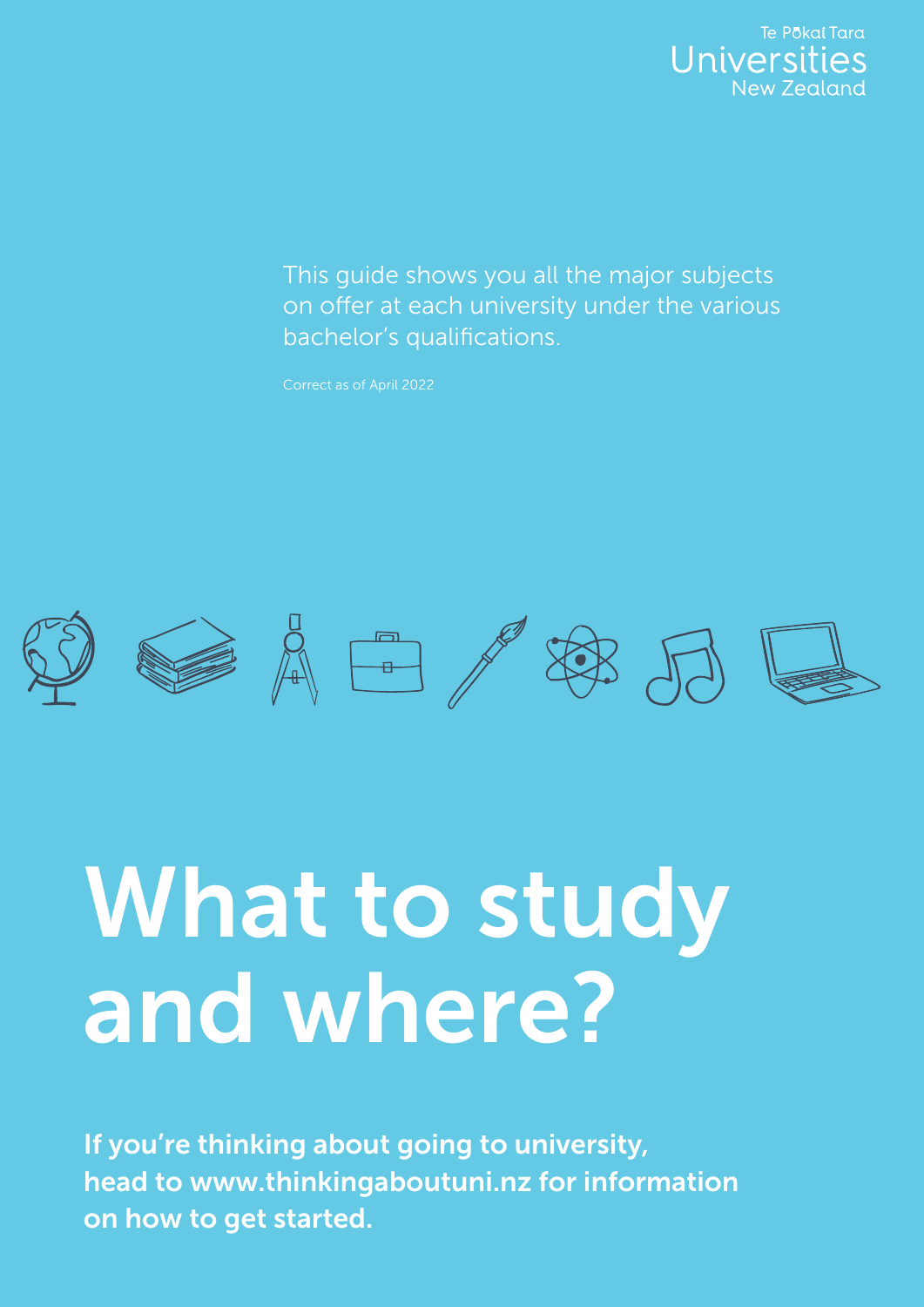Te Pōkai Tara
Universities
New Zealand

This guide shows you all the major subjects on offer at each university under the various bachelor's qualifications.

Correct as of April 2022

# What to study and where?

**If you're thinking about going to university, head to www.thinkingaboutuni.nz for information on how to get started.**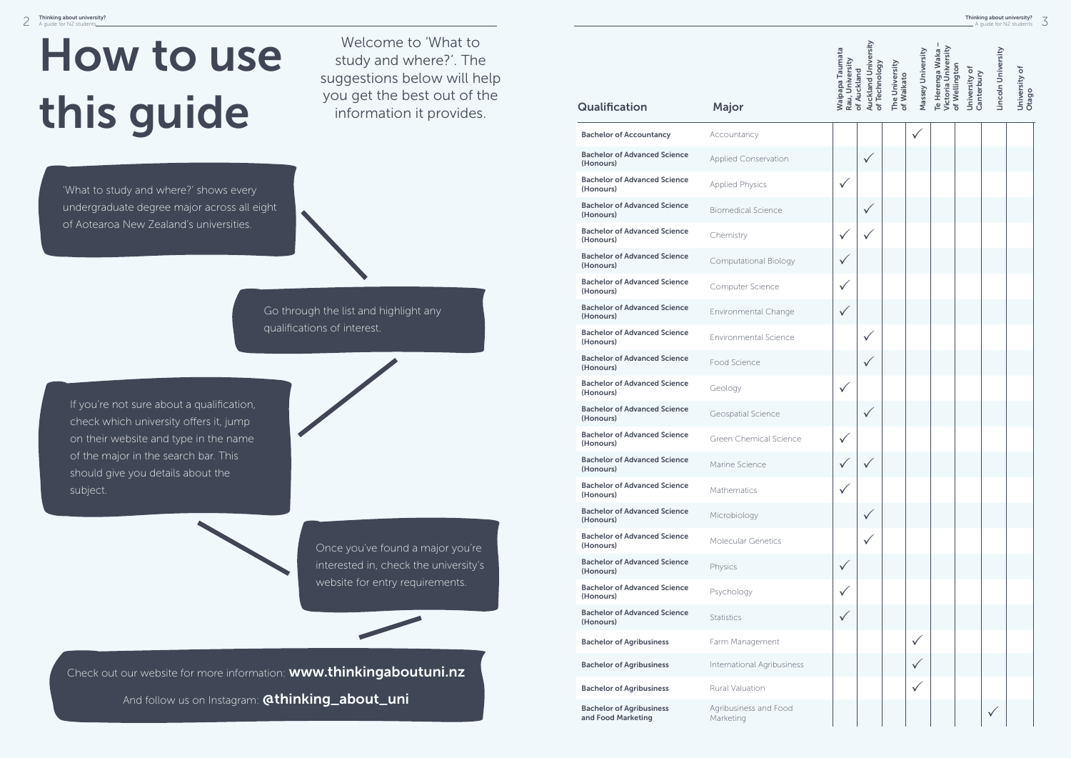# How to use this guide

Welcome to 'What to study and where?'. The suggestions below will help you get the best out of the information it provides.

'What to study and where?' shows every undergraduate degree major across all eight of Aotearoa New Zealand's universities.

Go through the list and highlight any qualifications of interest.

If you're not sure about a qualification, check which university offers it, jump on their website and type in the name of the major in the search bar. This should give you details about the subject.

Once you've found a major you're interested in, check the university's website for entry requirements.

Check out our website for more information: **www.thinkingaboutuni.nz**

And follow us on Instagram: **@thinking_about_uni**

| Qualification | Major | Waipapa Taumata Rau, University of Auckland | Auckland University of Technology | The University of Waikato | Massey University | Te Herenga Waka – Victoria University of Wellington | University of Canterbury | Lincoln University | University of Otago |
|---|---|---|---|---|---|---|---|---|---|
| **Bachelor of Accountancy** | Accountancy | | | | ✓ | | | | |
| **Bachelor of Advanced Science (Honours)** | Applied Conservation | | ✓ | | | | | | |
| **Bachelor of Advanced Science (Honours)** | Applied Physics | ✓ | | | | | | | |
| **Bachelor of Advanced Science (Honours)** | Biomedical Science | | ✓ | | | | | | |
| **Bachelor of Advanced Science (Honours)** | Chemistry | ✓ | ✓ | | | | | | |
| **Bachelor of Advanced Science (Honours)** | Computational Biology | ✓ | | | | | | | |
| **Bachelor of Advanced Science (Honours)** | Computer Science | ✓ | | | | | | | |
| **Bachelor of Advanced Science (Honours)** | Environmental Change | ✓ | | | | | | | |
| **Bachelor of Advanced Science (Honours)** | Environmental Science | | ✓ | | | | | | |
| **Bachelor of Advanced Science (Honours)** | Food Science | | ✓ | | | | | | |
| **Bachelor of Advanced Science (Honours)** | Geology | ✓ | | | | | | | |
| **Bachelor of Advanced Science (Honours)** | Geospatial Science | | ✓ | | | | | | |
| **Bachelor of Advanced Science (Honours)** | Green Chemical Science | ✓ | | | | | | | |
| **Bachelor of Advanced Science (Honours)** | Marine Science | ✓ | ✓ | | | | | | |
| **Bachelor of Advanced Science (Honours)** | Mathematics | ✓ | | | | | | | |
| **Bachelor of Advanced Science (Honours)** | Microbiology | | ✓ | | | | | | |
| **Bachelor of Advanced Science (Honours)** | Molecular Genetics | | ✓ | | | | | | |
| **Bachelor of Advanced Science (Honours)** | Physics | ✓ | | | | | | | |
| **Bachelor of Advanced Science (Honours)** | Psychology | ✓ | | | | | | | |
| **Bachelor of Advanced Science (Honours)** | Statistics | ✓ | | | | | | | |
| **Bachelor of Agribusiness** | Farm Management | | | | ✓ | | | | |
| **Bachelor of Agribusiness** | International Agribusiness | | | | ✓ | | | | |
| **Bachelor of Agribusiness** | Rural Valuation | | | | ✓ | | | | |
| **Bachelor of Agribusiness and Food Marketing** | Agribusiness and Food Marketing | | | | | | | ✓ | |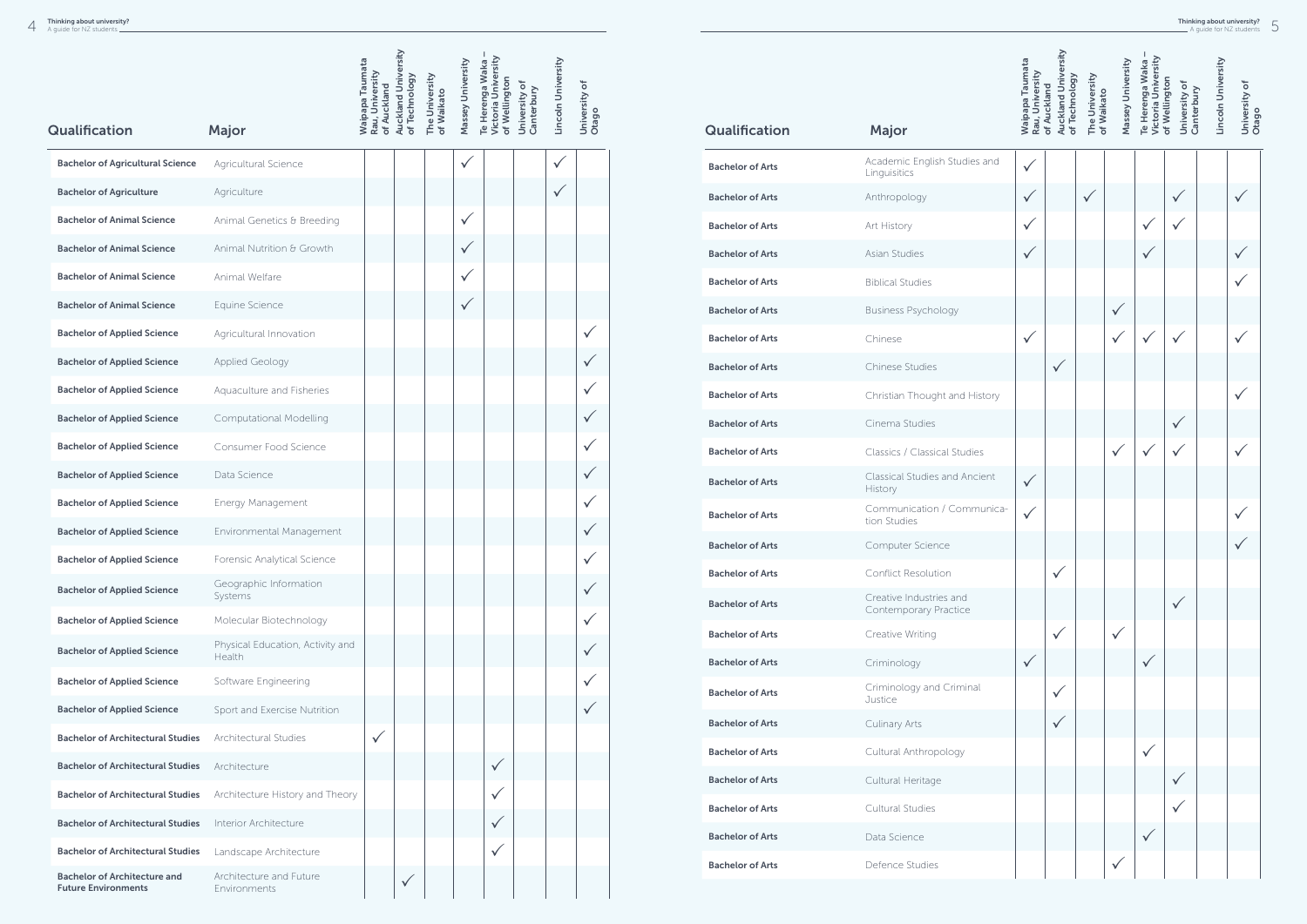| Qualification | Major | Waipapa Taumata Rau, University of Auckland | Auckland University of Technology | The University of Waikato | Massey University | Te Herenga Waka – Victoria University of Wellington | University of Canterbury | Lincoln University | University of Otago |
|---|---|---|---|---|---|---|---|---|---|
| **Bachelor of Agricultural Science** | Agricultural Science | | | | ✓ | | | ✓ | |
| **Bachelor of Agriculture** | Agriculture | | | | | | | ✓ | |
| **Bachelor of Animal Science** | Animal Genetics & Breeding | | | | ✓ | | | | |
| **Bachelor of Animal Science** | Animal Nutrition & Growth | | | | ✓ | | | | |
| **Bachelor of Animal Science** | Animal Welfare | | | | ✓ | | | | |
| **Bachelor of Animal Science** | Equine Science | | | | ✓ | | | | |
| **Bachelor of Applied Science** | Agricultural Innovation | | | | | | | | ✓ |
| **Bachelor of Applied Science** | Applied Geology | | | | | | | | ✓ |
| **Bachelor of Applied Science** | Aquaculture and Fisheries | | | | | | | | ✓ |
| **Bachelor of Applied Science** | Computational Modelling | | | | | | | | ✓ |
| **Bachelor of Applied Science** | Consumer Food Science | | | | | | | | ✓ |
| **Bachelor of Applied Science** | Data Science | | | | | | | | ✓ |
| **Bachelor of Applied Science** | Energy Management | | | | | | | | ✓ |
| **Bachelor of Applied Science** | Environmental Management | | | | | | | | ✓ |
| **Bachelor of Applied Science** | Forensic Analytical Science | | | | | | | | ✓ |
| **Bachelor of Applied Science** | Geographic Information Systems | | | | | | | | ✓ |
| **Bachelor of Applied Science** | Molecular Biotechnology | | | | | | | | ✓ |
| **Bachelor of Applied Science** | Physical Education, Activity and Health | | | | | | | | ✓ |
| **Bachelor of Applied Science** | Software Engineering | | | | | | | | ✓ |
| **Bachelor of Applied Science** | Sport and Exercise Nutrition | | | | | | | | ✓ |
| **Bachelor of Architectural Studies** | Architectural Studies | ✓ | | | | | | | |
| **Bachelor of Architectural Studies** | Architecture | | | | | ✓ | | | |
| **Bachelor of Architectural Studies** | Architecture History and Theory | | | | | ✓ | | | |
| **Bachelor of Architectural Studies** | Interior Architecture | | | | | ✓ | | | |
| **Bachelor of Architectural Studies** | Landscape Architecture | | | | | ✓ | | | |
| **Bachelor of Architecture and Future Environments** | Architecture and Future Environments | | ✓ | | | | | | |

| Qualification | Major | Waipapa Taumata Rau, University of Auckland | Auckland University of Technology | The University of Waikato | Massey University | Te Herenga Waka – Victoria University of Wellington | University of Canterbury | Lincoln University | University of Otago |
|---|---|---|---|---|---|---|---|---|---|
| **Bachelor of Arts** | Academic English Studies and Linguisitics | ✓ | | | | | | | |
| **Bachelor of Arts** | Anthropology | ✓ | | ✓ | | | ✓ | | ✓ |
| **Bachelor of Arts** | Art History | ✓ | | | | ✓ | ✓ | | |
| **Bachelor of Arts** | Asian Studies | ✓ | | | | ✓ | | | ✓ |
| **Bachelor of Arts** | Biblical Studies | | | | | | | | ✓ |
| **Bachelor of Arts** | Business Psychology | | | | ✓ | | | | |
| **Bachelor of Arts** | Chinese | ✓ | | | ✓ | ✓ | ✓ | | ✓ |
| **Bachelor of Arts** | Chinese Studies | | ✓ | | | | | | |
| **Bachelor of Arts** | Christian Thought and History | | | | | | | | ✓ |
| **Bachelor of Arts** | Cinema Studies | | | | | | ✓ | | |
| **Bachelor of Arts** | Classics / Classical Studies | | | | ✓ | ✓ | ✓ | | ✓ |
| **Bachelor of Arts** | Classical Studies and Ancient History | ✓ | | | | | | | |
| **Bachelor of Arts** | Communication / Communication Studies | ✓ | | | | | | | ✓ |
| **Bachelor of Arts** | Computer Science | | | | | | | | ✓ |
| **Bachelor of Arts** | Conflict Resolution | | ✓ | | | | | | |
| **Bachelor of Arts** | Creative Industries and Contemporary Practice | | | | | | ✓ | | |
| **Bachelor of Arts** | Creative Writing | | ✓ | | ✓ | | | | |
| **Bachelor of Arts** | Criminology | ✓ | | | | ✓ | | | |
| **Bachelor of Arts** | Criminology and Criminal Justice | | ✓ | | | | | | |
| **Bachelor of Arts** | Culinary Arts | | ✓ | | | | | | |
| **Bachelor of Arts** | Cultural Anthropology | | | | | ✓ | | | |
| **Bachelor of Arts** | Cultural Heritage | | | | | | ✓ | | |
| **Bachelor of Arts** | Cultural Studies | | | | | | ✓ | | |
| **Bachelor of Arts** | Data Science | | | | | ✓ | | | |
| **Bachelor of Arts** | Defence Studies | | | | ✓ | | | | |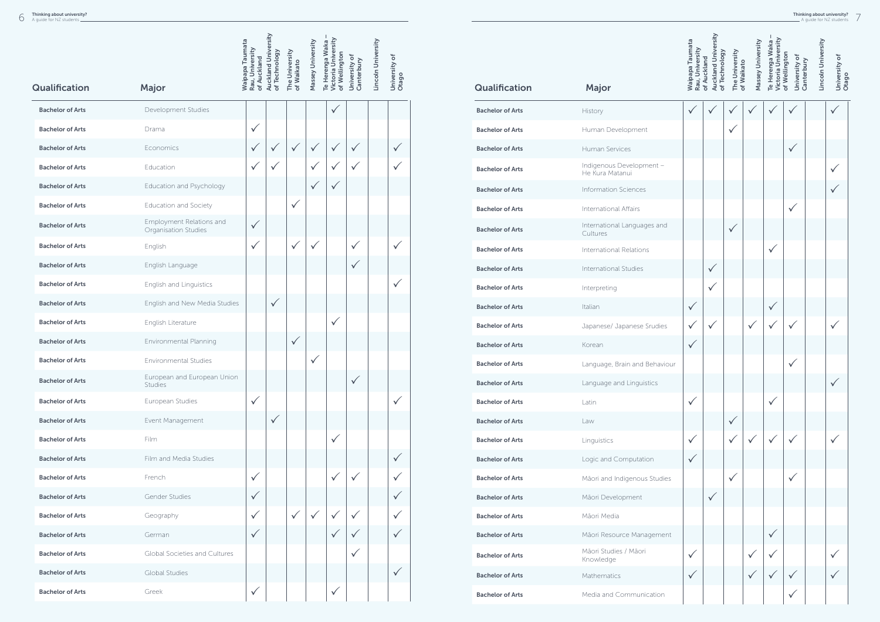| Qualification | Major | Waipapa Taumata Rau, University of Auckland | Auckland University of Technology | The University of Waikato | Massey University | Te Herenga Waka – Victoria University of Wellington | University of Canterbury | Lincoln University | University of Otago |
|---|---|---|---|---|---|---|---|---|---|
| **Bachelor of Arts** | Development Studies | | | | | ✓ | | | |
| **Bachelor of Arts** | Drama | ✓ | | | | | | | |
| **Bachelor of Arts** | Economics | ✓ | ✓ | ✓ | ✓ | ✓ | ✓ | | ✓ |
| **Bachelor of Arts** | Education | ✓ | ✓ | | ✓ | ✓ | ✓ | | ✓ |
| **Bachelor of Arts** | Education and Psychology | | | | ✓ | ✓ | | | |
| **Bachelor of Arts** | Education and Society | | | ✓ | | | | | |
| **Bachelor of Arts** | Employment Relations and Organisation Studies | ✓ | | | | | | | |
| **Bachelor of Arts** | English | ✓ | | ✓ | ✓ | | ✓ | | ✓ |
| **Bachelor of Arts** | English Language | | | | | | ✓ | | |
| **Bachelor of Arts** | English and Linguistics | | | | | | | | ✓ |
| **Bachelor of Arts** | English and New Media Studies | | ✓ | | | | | | |
| **Bachelor of Arts** | English Literature | | | | | ✓ | | | |
| **Bachelor of Arts** | Environmental Planning | | | ✓ | | | | | |
| **Bachelor of Arts** | Environmental Studies | | | | ✓ | | | | |
| **Bachelor of Arts** | European and European Union Studies | | | | | | ✓ | | |
| **Bachelor of Arts** | European Studies | ✓ | | | | | | | ✓ |
| **Bachelor of Arts** | Event Management | | ✓ | | | | | | |
| **Bachelor of Arts** | Film | | | | | ✓ | | | |
| **Bachelor of Arts** | Film and Media Studies | | | | | | | | ✓ |
| **Bachelor of Arts** | French | ✓ | | | | ✓ | ✓ | | ✓ |
| **Bachelor of Arts** | Gender Studies | ✓ | | | | | | | ✓ |
| **Bachelor of Arts** | Geography | ✓ | | ✓ | ✓ | ✓ | ✓ | | ✓ |
| **Bachelor of Arts** | German | ✓ | | | | ✓ | ✓ | | ✓ |
| **Bachelor of Arts** | Global Societies and Cultures | | | | | | ✓ | | |
| **Bachelor of Arts** | Global Studies | | | | | | | | ✓ |
| **Bachelor of Arts** | Greek | ✓ | | | | ✓ | | | |
| **Bachelor of Arts** | History | ✓ | ✓ | ✓ | ✓ | ✓ | ✓ | | ✓ |
| **Bachelor of Arts** | Human Development | | | ✓ | | | | | |
| **Bachelor of Arts** | Human Services | | | | | | ✓ | | |
| **Bachelor of Arts** | Indigenous Development – He Kura Matanui | | | | | | | | ✓ |
| **Bachelor of Arts** | Information Sciences | | | | | | | | ✓ |
| **Bachelor of Arts** | International Affairs | | | | | | ✓ | | |
| **Bachelor of Arts** | International Languages and Cultures | | | ✓ | | | | | |
| **Bachelor of Arts** | International Relations | | | | | ✓ | | | |
| **Bachelor of Arts** | International Studies | | ✓ | | | | | | |
| **Bachelor of Arts** | Interpreting | | ✓ | | | | | | |
| **Bachelor of Arts** | Italian | ✓ | | | | ✓ | | | |
| **Bachelor of Arts** | Japanese/ Japanese Studies | ✓ | ✓ | | ✓ | ✓ | ✓ | | ✓ |
| **Bachelor of Arts** | Korean | ✓ | | | | | | | |
| **Bachelor of Arts** | Language, Brain and Behaviour | | | | | | ✓ | | |
| **Bachelor of Arts** | Language and Linguistics | | | | | | | | ✓ |
| **Bachelor of Arts** | Latin | ✓ | | | | ✓ | | | |
| **Bachelor of Arts** | Law | | | ✓ | | | | | |
| **Bachelor of Arts** | Linguistics | ✓ | | ✓ | ✓ | ✓ | ✓ | | ✓ |
| **Bachelor of Arts** | Logic and Computation | ✓ | | | | | | | |
| **Bachelor of Arts** | Māori and Indigenous Studies | | | ✓ | | | ✓ | | |
| **Bachelor of Arts** | Māori Development | | ✓ | | | | | | |
| **Bachelor of Arts** | Māori Media | | | | | | | | |
| **Bachelor of Arts** | Māori Resource Management | | | | | ✓ | | | |
| **Bachelor of Arts** | Māori Studies / Māori Knowledge | ✓ | | | ✓ | ✓ | | | ✓ |
| **Bachelor of Arts** | Mathematics | ✓ | | | ✓ | ✓ | ✓ | | ✓ |
| **Bachelor of Arts** | Media and Communication | | | | | | ✓ | | |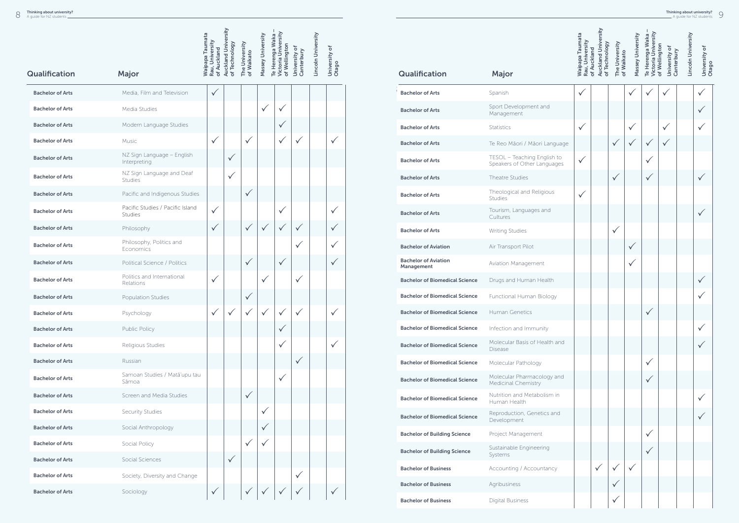| Qualification | Major | Waipapa Taumata Rau, University of Auckland | Auckland University of Technology | The University of Waikato | Massey University | Te Herenga Waka – Victoria University of Wellington | University of Canterbury | Lincoln University | University of Otago |
|---|---|---|---|---|---|---|---|---|---|
| Bachelor of Arts | Media, Film and Television | ✓ | | | | | | | |
| Bachelor of Arts | Media Studies | | | | ✓ | ✓ | | | |
| Bachelor of Arts | Modern Language Studies | | | | | ✓ | | | |
| Bachelor of Arts | Music | ✓ | | ✓ | | ✓ | ✓ | | ✓ |
| Bachelor of Arts | NZ Sign Language – English Interpreting | | ✓ | | | | | | |
| Bachelor of Arts | NZ Sign Language and Deaf Studies | | ✓ | | | | | | |
| Bachelor of Arts | Pacific and Indigenous Studies | | | ✓ | | | | | |
| Bachelor of Arts | Pacific Studies / Pacific Island Studies | ✓ | | | | ✓ | | | ✓ |
| Bachelor of Arts | Philosophy | ✓ | | ✓ | ✓ | ✓ | ✓ | | ✓ |
| Bachelor of Arts | Philosophy, Politics and Economics | | | | | | ✓ | | ✓ |
| Bachelor of Arts | Political Science / Politics | | | ✓ | | ✓ | | | ✓ |
| Bachelor of Arts | Politics and International Relations | ✓ | | | ✓ | | ✓ | | |
| Bachelor of Arts | Population Studies | | | ✓ | | | | | |
| Bachelor of Arts | Psychology | ✓ | ✓ | ✓ | ✓ | ✓ | ✓ | | ✓ |
| Bachelor of Arts | Public Policy | | | | | ✓ | | | |
| Bachelor of Arts | Religious Studies | | | | | ✓ | | | ✓ |
| Bachelor of Arts | Russian | | | | | | ✓ | | |
| Bachelor of Arts | Samoan Studies / Matā'upu tau Sāmoa | | | | | ✓ | | | |
| Bachelor of Arts | Screen and Media Studies | | | ✓ | | | | | |
| Bachelor of Arts | Security Studies | | | | ✓ | | | | |
| Bachelor of Arts | Social Anthropology | | | | ✓ | | | | |
| Bachelor of Arts | Social Policy | | | ✓ | ✓ | | | | |
| Bachelor of Arts | Social Sciences | | ✓ | | | | | | |
| Bachelor of Arts | Society, Diversity and Change | | | | | | ✓ | | |
| Bachelor of Arts | Sociology | ✓ | | ✓ | ✓ | ✓ | ✓ | | ✓ |
| Bachelor of Arts | Spanish | ✓ | | | ✓ | ✓ | ✓ | | ✓ |
| Bachelor of Arts | Sport Development and Management | | | | | | | | ✓ |
| Bachelor of Arts | Statistics | ✓ | | | ✓ | | ✓ | | ✓ |
| Bachelor of Arts | Te Reo Māori / Māori Language | | | ✓ | ✓ | ✓ | ✓ | | |
| Bachelor of Arts | TESOL – Teaching English to Speakers of Other Languages | ✓ | | | | ✓ | | | |
| Bachelor of Arts | Theatre Studies | | | ✓ | | ✓ | | | ✓ |
| Bachelor of Arts | Theological and Religious Studies | ✓ | | | | | | | |
| Bachelor of Arts | Tourism, Languages and Cultures | | | | | | | | ✓ |
| Bachelor of Arts | Writing Studies | | | ✓ | | | | | |
| Bachelor of Aviation | Air Transport Pilot | | | | ✓ | | | | |
| Bachelor of Aviation Management | Aviation Management | | | | ✓ | | | | |
| Bachelor of Biomedical Science | Drugs and Human Health | | | | | | | | ✓ |
| Bachelor of Biomedical Science | Functional Human Biology | | | | | | | | ✓ |
| Bachelor of Biomedical Science | Human Genetics | | | | | ✓ | | | |
| Bachelor of Biomedical Science | Infection and Immunity | | | | | | | | ✓ |
| Bachelor of Biomedical Science | Molecular Basis of Health and Disease | | | | | | | | ✓ |
| Bachelor of Biomedical Science | Molecular Pathology | | | | | ✓ | | | |
| Bachelor of Biomedical Science | Molecular Pharmacology and Medicinal Chemistry | | | | | ✓ | | | |
| Bachelor of Biomedical Science | Nutrition and Metabolism in Human Health | | | | | | | | ✓ |
| Bachelor of Biomedical Science | Reproduction, Genetics and Development | | | | | | | | ✓ |
| Bachelor of Building Science | Project Management | | | | | ✓ | | | |
| Bachelor of Building Science | Sustainable Engineering Systems | | | | | ✓ | | | |
| Bachelor of Business | Accounting / Accountancy | | ✓ | ✓ | ✓ | | | | |
| Bachelor of Business | Agribusiness | | | ✓ | | | | | |
| Bachelor of Business | Digital Business | | | ✓ | | | | | |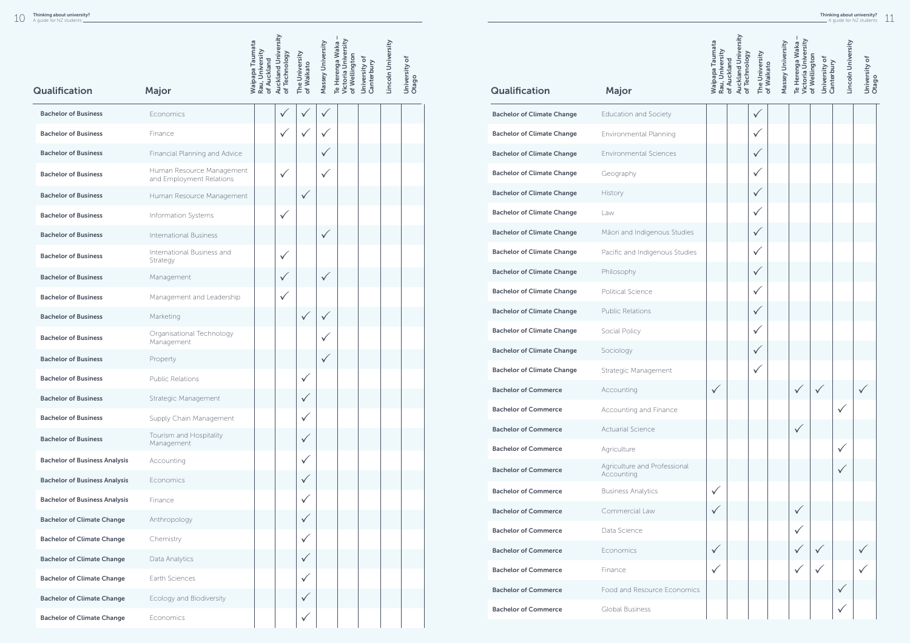| Qualification | Major | Waipapa Taumata Rau, University of Auckland | Auckland University of Technology | The University of Waikato | Massey University | Te Herenga Waka – Victoria University of Wellington | University of Canterbury | Lincoln University | University of Otago |
|---|---|---|---|---|---|---|---|---|---|
| **Bachelor of Business** | Economics | | ✓ | ✓ | ✓ | | | | |
| **Bachelor of Business** | Finance | | ✓ | ✓ | ✓ | | | | |
| **Bachelor of Business** | Financial Planning and Advice | | | | ✓ | | | | |
| **Bachelor of Business** | Human Resource Management and Employment Relations | | ✓ | | ✓ | | | | |
| **Bachelor of Business** | Human Resource Management | | | ✓ | | | | | |
| **Bachelor of Business** | Information Systems | | ✓ | | | | | | |
| **Bachelor of Business** | International Business | | | | ✓ | | | | |
| **Bachelor of Business** | International Business and Strategy | | ✓ | | | | | | |
| **Bachelor of Business** | Management | | ✓ | | ✓ | | | | |
| **Bachelor of Business** | Management and Leadership | | ✓ | | | | | | |
| **Bachelor of Business** | Marketing | | | ✓ | ✓ | | | | |
| **Bachelor of Business** | Organisational Technology Management | | | | ✓ | | | | |
| **Bachelor of Business** | Property | | | | ✓ | | | | |
| **Bachelor of Business** | Public Relations | | | ✓ | | | | | |
| **Bachelor of Business** | Strategic Management | | | ✓ | | | | | |
| **Bachelor of Business** | Supply Chain Management | | | ✓ | | | | | |
| **Bachelor of Business** | Tourism and Hospitality Management | | | ✓ | | | | | |
| **Bachelor of Business Analysis** | Accounting | | | ✓ | | | | | |
| **Bachelor of Business Analysis** | Economics | | | ✓ | | | | | |
| **Bachelor of Business Analysis** | Finance | | | ✓ | | | | | |
| **Bachelor of Climate Change** | Anthropology | | | ✓ | | | | | |
| **Bachelor of Climate Change** | Chemistry | | | ✓ | | | | | |
| **Bachelor of Climate Change** | Data Analytics | | | ✓ | | | | | |
| **Bachelor of Climate Change** | Earth Sciences | | | ✓ | | | | | |
| **Bachelor of Climate Change** | Ecology and Biodiversity | | | ✓ | | | | | |
| **Bachelor of Climate Change** | Economics | | | ✓ | | | | | |
| **Bachelor of Climate Change** | Education and Society | | | ✓ | | | | | |
| **Bachelor of Climate Change** | Environmental Planning | | | ✓ | | | | | |
| **Bachelor of Climate Change** | Environmental Sciences | | | ✓ | | | | | |
| **Bachelor of Climate Change** | Geography | | | ✓ | | | | | |
| **Bachelor of Climate Change** | History | | | ✓ | | | | | |
| **Bachelor of Climate Change** | Law | | | ✓ | | | | | |
| **Bachelor of Climate Change** | Māori and Indigenous Studies | | | ✓ | | | | | |
| **Bachelor of Climate Change** | Pacific and Indigenous Studies | | | ✓ | | | | | |
| **Bachelor of Climate Change** | Philosophy | | | ✓ | | | | | |
| **Bachelor of Climate Change** | Political Science | | | ✓ | | | | | |
| **Bachelor of Climate Change** | Public Relations | | | ✓ | | | | | |
| **Bachelor of Climate Change** | Social Policy | | | ✓ | | | | | |
| **Bachelor of Climate Change** | Sociology | | | ✓ | | | | | |
| **Bachelor of Climate Change** | Strategic Management | | | ✓ | | | | | |
| **Bachelor of Commerce** | Accounting | ✓ | | | | ✓ | ✓ | | ✓ |
| **Bachelor of Commerce** | Accounting and Finance | | | | | | | ✓ | |
| **Bachelor of Commerce** | Actuarial Science | | | | | ✓ | | | |
| **Bachelor of Commerce** | Agriculture | | | | | | | ✓ | |
| **Bachelor of Commerce** | Agriculture and Professional Accounting | | | | | | | ✓ | |
| **Bachelor of Commerce** | Business Analytics | ✓ | | | | | | | |
| **Bachelor of Commerce** | Commercial Law | ✓ | | | | ✓ | | | |
| **Bachelor of Commerce** | Data Science | | | | | ✓ | | | |
| **Bachelor of Commerce** | Economics | ✓ | | | | ✓ | ✓ | | ✓ |
| **Bachelor of Commerce** | Finance | ✓ | | | | ✓ | ✓ | | ✓ |
| **Bachelor of Commerce** | Food and Resource Economics | | | | | | | ✓ | |
| **Bachelor of Commerce** | Global Business | | | | | | | ✓ | |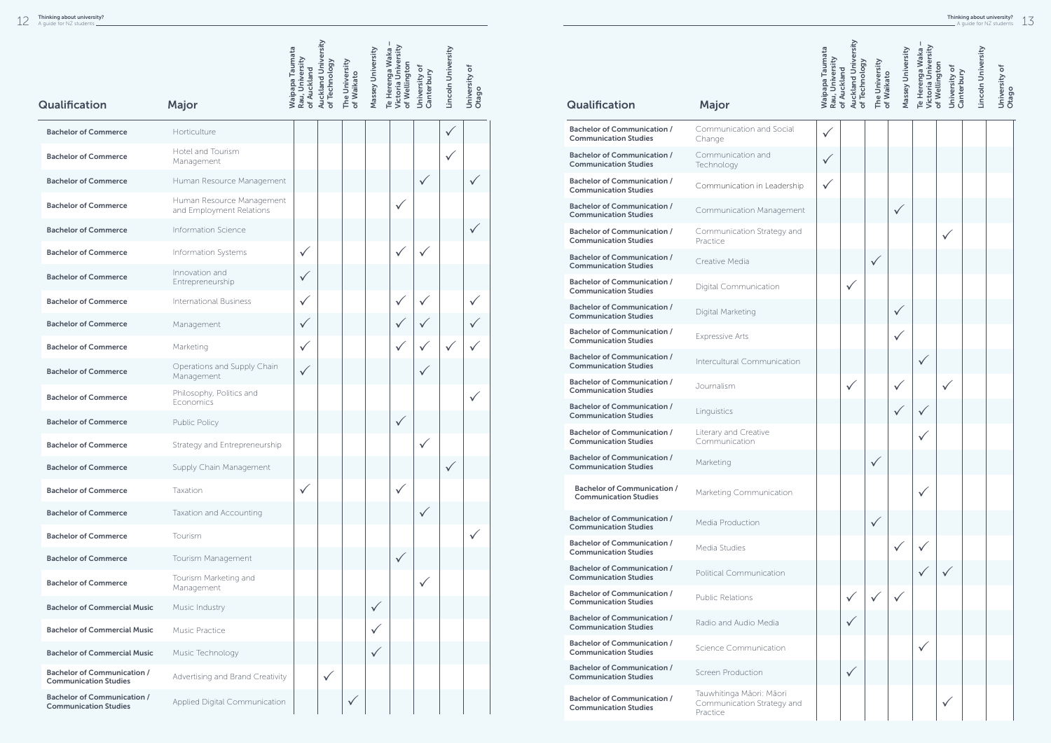| Qualification | Major | Waipapa Taumata Rau, University of Auckland | Auckland University of Technology | The University of Waikato | Massey University | Te Herenga Waka – Victoria University of Wellington | University of Canterbury | Lincoln University | University of Otago |
|---|---|---|---|---|---|---|---|---|---|
| **Bachelor of Commerce** | Horticulture | | | | | | | ✓ | |
| **Bachelor of Commerce** | Hotel and Tourism Management | | | | | | | ✓ | |
| **Bachelor of Commerce** | Human Resource Management | | | | | | ✓ | | ✓ |
| **Bachelor of Commerce** | Human Resource Management and Employment Relations | | | | | ✓ | | | |
| **Bachelor of Commerce** | Information Science | | | | | | | | ✓ |
| **Bachelor of Commerce** | Information Systems | ✓ | | | | ✓ | ✓ | | |
| **Bachelor of Commerce** | Innovation and Entrepreneurship | ✓ | | | | | | | |
| **Bachelor of Commerce** | International Business | ✓ | | | | ✓ | ✓ | | ✓ |
| **Bachelor of Commerce** | Management | ✓ | | | | ✓ | ✓ | | ✓ |
| **Bachelor of Commerce** | Marketing | ✓ | | | | ✓ | ✓ | ✓ | ✓ |
| **Bachelor of Commerce** | Operations and Supply Chain Management | ✓ | | | | | ✓ | | |
| **Bachelor of Commerce** | Philosophy, Politics and Economics | | | | | | | | ✓ |
| **Bachelor of Commerce** | Public Policy | | | | | ✓ | | | |
| **Bachelor of Commerce** | Strategy and Entrepreneurship | | | | | | ✓ | | |
| **Bachelor of Commerce** | Supply Chain Management | | | | | | | ✓ | |
| **Bachelor of Commerce** | Taxation | ✓ | | | | ✓ | | | |
| **Bachelor of Commerce** | Taxation and Accounting | | | | | | ✓ | | |
| **Bachelor of Commerce** | Tourism | | | | | | | | ✓ |
| **Bachelor of Commerce** | Tourism Management | | | | | ✓ | | | |
| **Bachelor of Commerce** | Tourism Marketing and Management | | | | | | ✓ | | |
| **Bachelor of Commercial Music** | Music Industry | | | | ✓ | | | | |
| **Bachelor of Commercial Music** | Music Practice | | | | ✓ | | | | |
| **Bachelor of Commercial Music** | Music Technology | | | | ✓ | | | | |
| **Bachelor of Communication / Communication Studies** | Advertising and Brand Creativity | | ✓ | | | | | | |
| **Bachelor of Communication / Communication Studies** | Applied Digital Communication | | | ✓ | | | | | |
| **Bachelor of Communication / Communication Studies** | Communication and Social Change | ✓ | | | | | | | |
| **Bachelor of Communication / Communication Studies** | Communication and Technology | ✓ | | | | | | | |
| **Bachelor of Communication / Communication Studies** | Communication in Leadership | ✓ | | | | | | | |
| **Bachelor of Communication / Communication Studies** | Communication Management | | | | ✓ | | | | |
| **Bachelor of Communication / Communication Studies** | Communication Strategy and Practice | | | | | | ✓ | | |
| **Bachelor of Communication / Communication Studies** | Creative Media | | | ✓ | | | | | |
| **Bachelor of Communication / Communication Studies** | Digital Communication | | ✓ | | | | | | |
| **Bachelor of Communication / Communication Studies** | Digital Marketing | | | | ✓ | | | | |
| **Bachelor of Communication / Communication Studies** | Expressive Arts | | | | ✓ | | | | |
| **Bachelor of Communication / Communication Studies** | Intercultural Communication | | | | | ✓ | | | |
| **Bachelor of Communication / Communication Studies** | Journalism | | ✓ | | ✓ | | ✓ | | |
| **Bachelor of Communication / Communication Studies** | Linguistics | | | | ✓ | ✓ | | | |
| **Bachelor of Communication / Communication Studies** | Literary and Creative Communication | | | | | ✓ | | | |
| **Bachelor of Communication / Communication Studies** | Marketing | | | ✓ | | | | | |
| **Bachelor of Communication / Communication Studies** | Marketing Communication | | | | | ✓ | | | |
| **Bachelor of Communication / Communication Studies** | Media Production | | | ✓ | | | | | |
| **Bachelor of Communication / Communication Studies** | Media Studies | | | | ✓ | ✓ | | | |
| **Bachelor of Communication / Communication Studies** | Political Communication | | | | | ✓ | ✓ | | |
| **Bachelor of Communication / Communication Studies** | Public Relations | | ✓ | ✓ | ✓ | | | | |
| **Bachelor of Communication / Communication Studies** | Radio and Audio Media | | ✓ | | | | | | |
| **Bachelor of Communication / Communication Studies** | Science Communication | | | | | ✓ | | | |
| **Bachelor of Communication / Communication Studies** | Screen Production | | ✓ | | | | | | |
| **Bachelor of Communication / Communication Studies** | Tauwhitinga Māori: Māori Communication Strategy and Practice | | | | | | ✓ | | |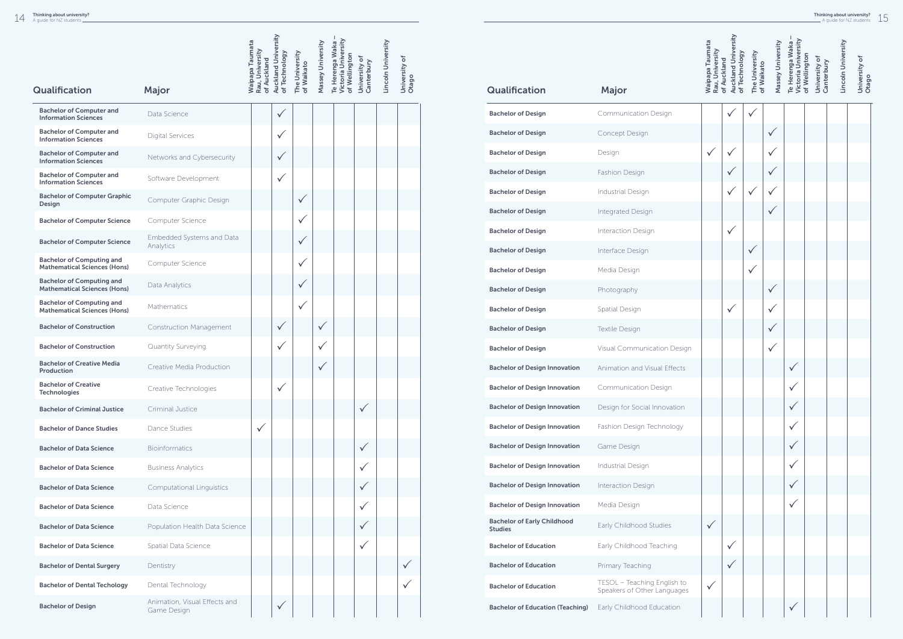| Qualification | Major | Waipapa Taumata Rau, University of Auckland | Auckland University of Technology | The University of Waikato | Massey University | Te Herenga Waka – Victoria University of Wellington | University of Canterbury | Lincoln University | University of Otago |
|---|---|---|---|---|---|---|---|---|---|
| Bachelor of Computer and Information Sciences | Data Science | | ✓ | | | | | | |
| Bachelor of Computer and Information Sciences | Digital Services | | ✓ | | | | | | |
| Bachelor of Computer and Information Sciences | Networks and Cybersecurity | | ✓ | | | | | | |
| Bachelor of Computer and Information Sciences | Software Development | | ✓ | | | | | | |
| Bachelor of Computer Graphic Design | Computer Graphic Design | | | ✓ | | | | | |
| Bachelor of Computer Science | Computer Science | | | ✓ | | | | | |
| Bachelor of Computer Science | Embedded Systems and Data Analytics | | | ✓ | | | | | |
| Bachelor of Computing and Mathematical Sciences (Hons) | Computer Science | | | ✓ | | | | | |
| Bachelor of Computing and Mathematical Sciences (Hons) | Data Analytics | | | ✓ | | | | | |
| Bachelor of Computing and Mathematical Sciences (Hons) | Mathematics | | | ✓ | | | | | |
| Bachelor of Construction | Construction Management | | ✓ | | ✓ | | | | |
| Bachelor of Construction | Quantity Surveying | | ✓ | | ✓ | | | | |
| Bachelor of Creative Media Production | Creative Media Production | | | | ✓ | | | | |
| Bachelor of Creative Technologies | Creative Technologies | | ✓ | | | | | | |
| Bachelor of Criminal Justice | Criminal Justice | | | | | | ✓ | | |
| Bachelor of Dance Studies | Dance Studies | ✓ | | | | | | | |
| Bachelor of Data Science | Bioinformatics | | | | | | ✓ | | |
| Bachelor of Data Science | Business Analytics | | | | | | ✓ | | |
| Bachelor of Data Science | Computational Linguistics | | | | | | ✓ | | |
| Bachelor of Data Science | Data Science | | | | | | ✓ | | |
| Bachelor of Data Science | Population Health Data Science | | | | | | ✓ | | |
| Bachelor of Data Science | Spatial Data Science | | | | | | ✓ | | |
| Bachelor of Dental Surgery | Dentistry | | | | | | | | ✓ |
| Bachelor of Dental Techology | Dental Technology | | | | | | | | ✓ |
| Bachelor of Design | Animation, Visual Effects and Game Design | | ✓ | | | | | | |
| Bachelor of Design | Communication Design | | ✓ | ✓ | | | | | |
| Bachelor of Design | Concept Design | | | | ✓ | | | | |
| Bachelor of Design | Design | ✓ | ✓ | | ✓ | | | | |
| Bachelor of Design | Fashion Design | | ✓ | | ✓ | | | | |
| Bachelor of Design | Industrial Design | | ✓ | ✓ | ✓ | | | | |
| Bachelor of Design | Integrated Design | | | | ✓ | | | | |
| Bachelor of Design | Interaction Design | | ✓ | | | | | | |
| Bachelor of Design | Interface Design | | | ✓ | | | | | |
| Bachelor of Design | Media Design | | | ✓ | | | | | |
| Bachelor of Design | Photography | | | | ✓ | | | | |
| Bachelor of Design | Spatial Design | | ✓ | | ✓ | | | | |
| Bachelor of Design | Textile Design | | | | ✓ | | | | |
| Bachelor of Design | Visual Communication Design | | | | ✓ | | | | |
| Bachelor of Design Innovation | Animation and Visual Effects | | | | | ✓ | | | |
| Bachelor of Design Innovation | Communication Design | | | | | ✓ | | | |
| Bachelor of Design Innovation | Design for Social Innovation | | | | | ✓ | | | |
| Bachelor of Design Innovation | Fashion Design Technology | | | | | ✓ | | | |
| Bachelor of Design Innovation | Game Design | | | | | ✓ | | | |
| Bachelor of Design Innovation | Industrial Design | | | | | ✓ | | | |
| Bachelor of Design Innovation | Interaction Design | | | | | ✓ | | | |
| Bachelor of Design Innovation | Media Design | | | | | ✓ | | | |
| Bachelor of Early Childhood Studies | Early Childhood Studies | ✓ | | | | | | | |
| Bachelor of Education | Early Childhood Teaching | | ✓ | | | | | | |
| Bachelor of Education | Primary Teaching | | ✓ | | | | | | |
| Bachelor of Education | TESOL – Teaching English to Speakers of Other Languages | ✓ | | | | | | | |
| Bachelor of Education (Teaching) | Early Childhood Education | | | | | ✓ | | | |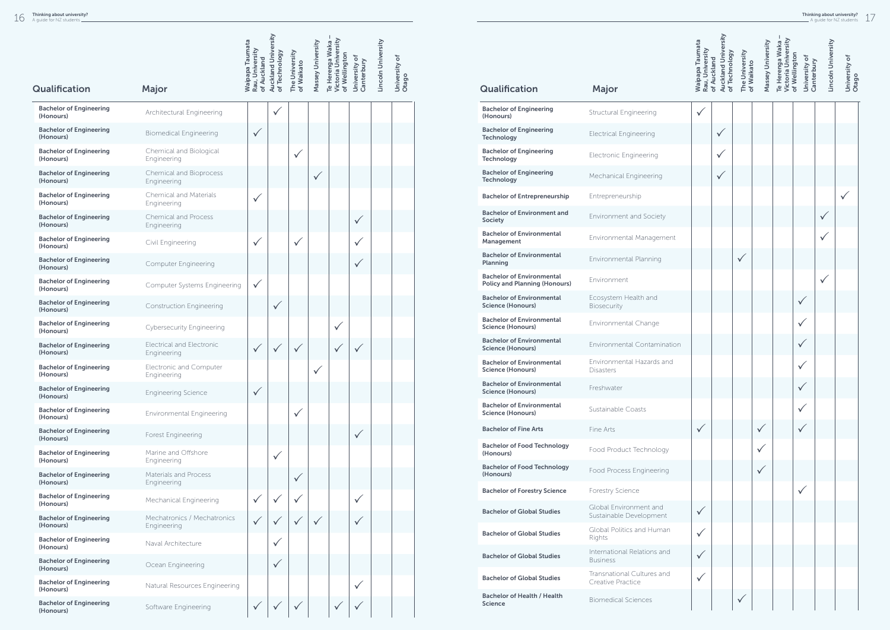| Qualification | Major | Waipapa Taumata Rau, University of Auckland | Auckland University of Technology | The University of Waikato | Massey University | Te Herenga Waka – Victoria University of Wellington | University of Canterbury | Lincoln University | University of Otago |
|---|---|---|---|---|---|---|---|---|---|
| Bachelor of Engineering (Honours) | Architectural Engineering | | ✓ | | | | | | |
| Bachelor of Engineering (Honours) | Biomedical Engineering | ✓ | | | | | | | |
| Bachelor of Engineering (Honours) | Chemical and Biological Engineering | | | ✓ | | | | | |
| Bachelor of Engineering (Honours) | Chemical and Bioprocess Engineering | | | | ✓ | | | | |
| Bachelor of Engineering (Honours) | Chemical and Materials Engineering | ✓ | | | | | | | |
| Bachelor of Engineering (Honours) | Chemical and Process Engineering | | | | | | ✓ | | |
| Bachelor of Engineering (Honours) | Civil Engineering | ✓ | | ✓ | | | ✓ | | |
| Bachelor of Engineering (Honours) | Computer Engineering | | | | | | ✓ | | |
| Bachelor of Engineering (Honours) | Computer Systems Engineering | ✓ | | | | | | | |
| Bachelor of Engineering (Honours) | Construction Engineering | | ✓ | | | | | | |
| Bachelor of Engineering (Honours) | Cybersecurity Engineering | | | | | ✓ | | | |
| Bachelor of Engineering (Honours) | Electrical and Electronic Engineering | ✓ | ✓ | ✓ | | ✓ | ✓ | | |
| Bachelor of Engineering (Honours) | Electronic and Computer Engineering | | | | ✓ | | | | |
| Bachelor of Engineering (Honours) | Engineering Science | ✓ | | | | | | | |
| Bachelor of Engineering (Honours) | Environmental Engineering | | | ✓ | | | | | |
| Bachelor of Engineering (Honours) | Forest Engineering | | | | | | ✓ | | |
| Bachelor of Engineering (Honours) | Marine and Offshore Engineering | | ✓ | | | | | | |
| Bachelor of Engineering (Honours) | Materials and Process Engineering | | | ✓ | | | | | |
| Bachelor of Engineering (Honours) | Mechanical Engineering | ✓ | ✓ | ✓ | | | ✓ | | |
| Bachelor of Engineering (Honours) | Mechatronics / Mechatronics Engineering | ✓ | ✓ | ✓ | ✓ | | ✓ | | |
| Bachelor of Engineering (Honours) | Naval Architecture | | ✓ | | | | | | |
| Bachelor of Engineering (Honours) | Ocean Engineering | | ✓ | | | | | | |
| Bachelor of Engineering (Honours) | Natural Resources Engineering | | | | | | ✓ | | |
| Bachelor of Engineering (Honours) | Software Engineering | ✓ | ✓ | ✓ | | ✓ | ✓ | | |

| Qualification | Major | Waipapa Taumata Rau, University of Auckland | Auckland University of Technology | The University of Waikato | Massey University | Te Herenga Waka – Victoria University of Wellington | University of Canterbury | Lincoln University | University of Otago |
|---|---|---|---|---|---|---|---|---|---|
| Bachelor of Engineering (Honours) | Structural Engineering | ✓ | | | | | | | |
| Bachelor of Engineering Technology | Electrical Engineering | | ✓ | | | | | | |
| Bachelor of Engineering Technology | Electronic Engineering | | ✓ | | | | | | |
| Bachelor of Engineering Technology | Mechanical Engineering | | ✓ | | | | | | |
| Bachelor of Entrepreneurship | Entrepreneurship | | | | | | | | ✓ |
| Bachelor of Environment and Society | Environment and Society | | | | | | | ✓ | |
| Bachelor of Environmental Management | Environmental Management | | | | | | | ✓ | |
| Bachelor of Environmental Planning | Environmental Planning | | | ✓ | | | | | |
| Bachelor of Environmental Policy and Planning (Honours) | Environment | | | | | | | ✓ | |
| Bachelor of Environmental Science (Honours) | Ecosystem Health and Biosecurity | | | | | | ✓ | | |
| Bachelor of Environmental Science (Honours) | Environmental Change | | | | | | ✓ | | |
| Bachelor of Environmental Science (Honours) | Environmental Contamination | | | | | | ✓ | | |
| Bachelor of Environmental Science (Honours) | Environmental Hazards and Disasters | | | | | | ✓ | | |
| Bachelor of Environmental Science (Honours) | Freshwater | | | | | | ✓ | | |
| Bachelor of Environmental Science (Honours) | Sustainable Coasts | | | | | | ✓ | | |
| Bachelor of Fine Arts | Fine Arts | ✓ | | | ✓ | | ✓ | | |
| Bachelor of Food Technology (Honours) | Food Product Technology | | | | ✓ | | | | |
| Bachelor of Food Technology (Honours) | Food Process Engineering | | | | ✓ | | | | |
| Bachelor of Forestry Science | Forestry Science | | | | | | ✓ | | |
| Bachelor of Global Studies | Global Environment and Sustainable Development | ✓ | | | | | | | |
| Bachelor of Global Studies | Global Politics and Human Rights | ✓ | | | | | | | |
| Bachelor of Global Studies | International Relations and Business | ✓ | | | | | | | |
| Bachelor of Global Studies | Transnational Cultures and Creative Practice | ✓ | | | | | | | |
| Bachelor of Health / Health Science | Biomedical Sciences | | | ✓ | | | | | |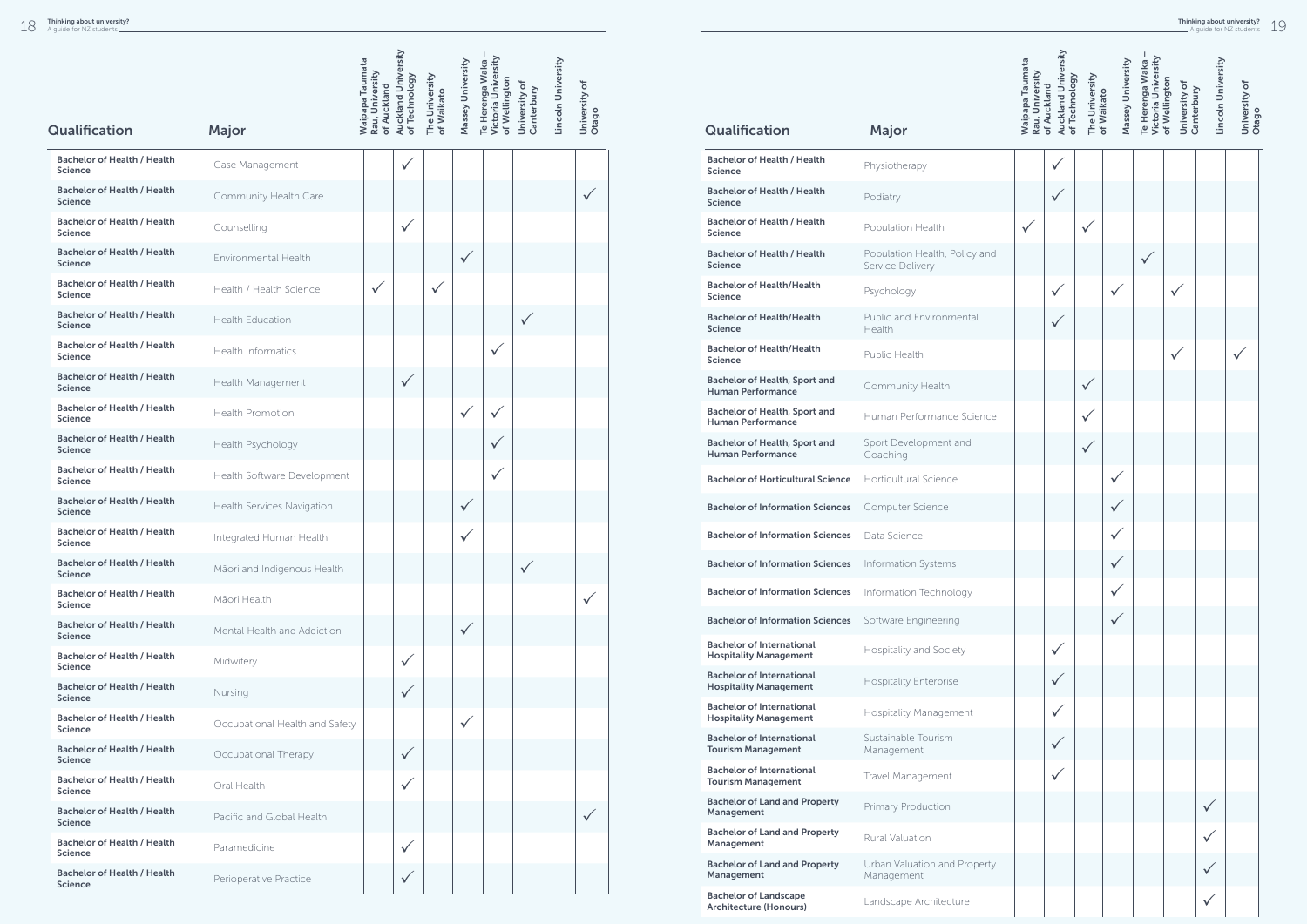| Qualification | Major | Waipapa Taumata Rau, University of Auckland | Auckland University of Technology | The University of Waikato | Massey University | Te Herenga Waka – Victoria University of Wellington | University of Canterbury | Lincoln University | University of Otago |
|---|---|---|---|---|---|---|---|---|---|
| Bachelor of Health / Health Science | Case Management | | ✓ | | | | | | |
| Bachelor of Health / Health Science | Community Health Care | | | | | | | | ✓ |
| Bachelor of Health / Health Science | Counselling | | ✓ | | | | | | |
| Bachelor of Health / Health Science | Environmental Health | | | | ✓ | | | | |
| Bachelor of Health / Health Science | Health / Health Science | ✓ | | ✓ | | | | | |
| Bachelor of Health / Health Science | Health Education | | | | | | ✓ | | |
| Bachelor of Health / Health Science | Health Informatics | | | | | ✓ | | | |
| Bachelor of Health / Health Science | Health Management | | ✓ | | | | | | |
| Bachelor of Health / Health Science | Health Promotion | | | | ✓ | ✓ | | | |
| Bachelor of Health / Health Science | Health Psychology | | | | | ✓ | | | |
| Bachelor of Health / Health Science | Health Software Development | | | | | ✓ | | | |
| Bachelor of Health / Health Science | Health Services Navigation | | | | ✓ | | | | |
| Bachelor of Health / Health Science | Integrated Human Health | | | | ✓ | | | | |
| Bachelor of Health / Health Science | Māori and Indigenous Health | | | | | | ✓ | | |
| Bachelor of Health / Health Science | Māori Health | | | | | | | | ✓ |
| Bachelor of Health / Health Science | Mental Health and Addiction | | | | ✓ | | | | |
| Bachelor of Health / Health Science | Midwifery | | ✓ | | | | | | |
| Bachelor of Health / Health Science | Nursing | | ✓ | | | | | | |
| Bachelor of Health / Health Science | Occupational Health and Safety | | | | ✓ | | | | |
| Bachelor of Health / Health Science | Occupational Therapy | | ✓ | | | | | | |
| Bachelor of Health / Health Science | Oral Health | | ✓ | | | | | | |
| Bachelor of Health / Health Science | Pacific and Global Health | | | | | | | | ✓ |
| Bachelor of Health / Health Science | Paramedicine | | ✓ | | | | | | |
| Bachelor of Health / Health Science | Perioperative Practice | | ✓ | | | | | | |

| Qualification | Major | Waipapa Taumata Rau, University of Auckland | Auckland University of Technology | The University of Waikato | Massey University | Te Herenga Waka – Victoria University of Wellington | University of Canterbury | Lincoln University | University of Otago |
|---|---|---|---|---|---|---|---|---|---|
| Bachelor of Health / Health Science | Physiotherapy | | ✓ | | | | | | |
| Bachelor of Health / Health Science | Podiatry | | ✓ | | | | | | |
| Bachelor of Health / Health Science | Population Health | ✓ | | ✓ | | | | | |
| Bachelor of Health / Health Science | Population Health, Policy and Service Delivery | | | | | ✓ | | | |
| Bachelor of Health/Health Science | Psychology | | ✓ | | ✓ | | ✓ | | |
| Bachelor of Health/Health Science | Public and Environmental Health | | ✓ | | | | | | |
| Bachelor of Health/Health Science | Public Health | | | | | | ✓ | | ✓ |
| Bachelor of Health, Sport and Human Performance | Community Health | | | ✓ | | | | | |
| Bachelor of Health, Sport and Human Performance | Human Performance Science | | | ✓ | | | | | |
| Bachelor of Health, Sport and Human Performance | Sport Development and Coaching | | | ✓ | | | | | |
| Bachelor of Horticultural Science | Horticultural Science | | | | ✓ | | | | |
| Bachelor of Information Sciences | Computer Science | | | | ✓ | | | | |
| Bachelor of Information Sciences | Data Science | | | | ✓ | | | | |
| Bachelor of Information Sciences | Information Systems | | | | ✓ | | | | |
| Bachelor of Information Sciences | Information Technology | | | | ✓ | | | | |
| Bachelor of Information Sciences | Software Engineering | | | | ✓ | | | | |
| Bachelor of International Hospitality Management | Hospitality and Society | | ✓ | | | | | | |
| Bachelor of International Hospitality Management | Hospitality Enterprise | | ✓ | | | | | | |
| Bachelor of International Hospitality Management | Hospitality Management | | ✓ | | | | | | |
| Bachelor of International Tourism Management | Sustainable Tourism Management | | ✓ | | | | | | |
| Bachelor of International Tourism Management | Travel Management | | ✓ | | | | | | |
| Bachelor of Land and Property Management | Primary Production | | | | | | | ✓ | |
| Bachelor of Land and Property Management | Rural Valuation | | | | | | | ✓ | |
| Bachelor of Land and Property Management | Urban Valuation and Property Management | | | | | | | ✓ | |
| Bachelor of Landscape Architecture (Honours) | Landscape Architecture | | | | | | | ✓ | |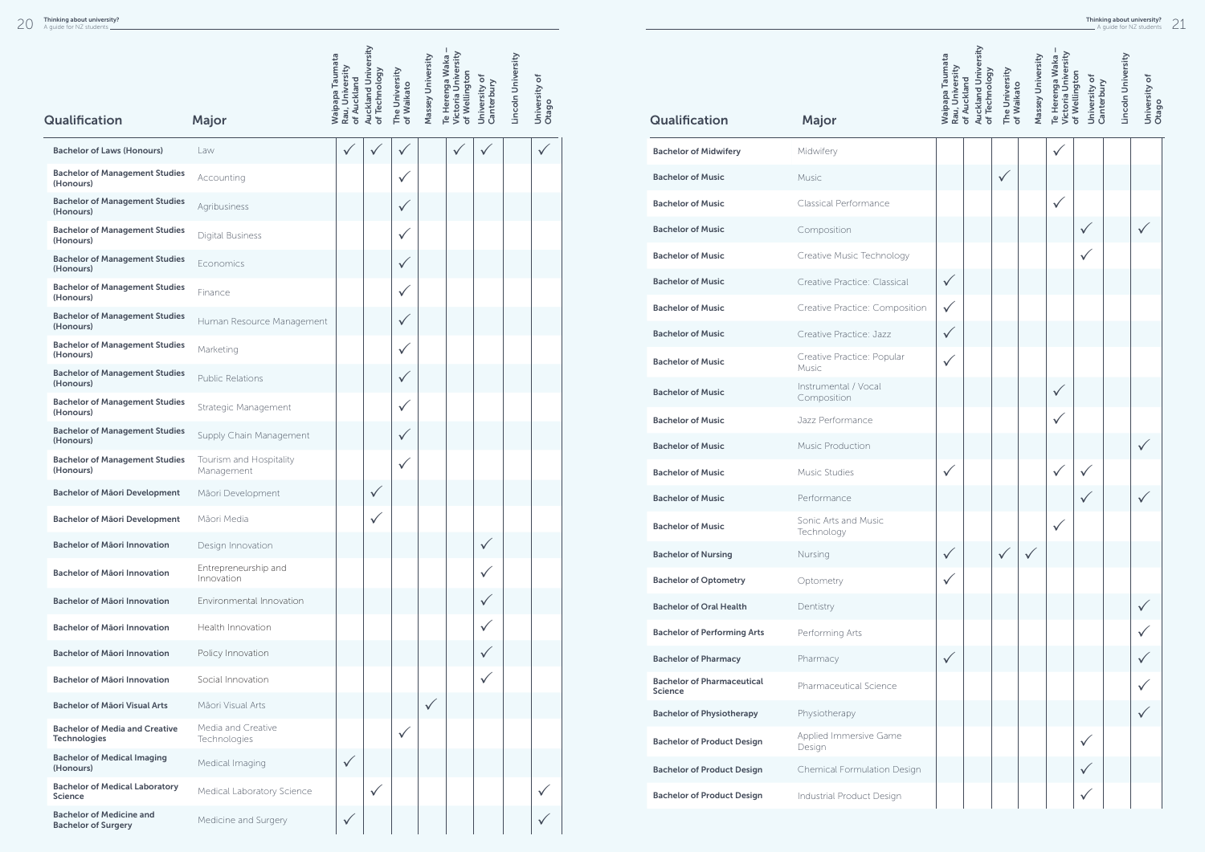| Qualification | Major | Waipapa Taumata Rau, University of Auckland | Auckland University of Technology | The University of Waikato | Massey University | Te Herenga Waka – Victoria University of Wellington | University of Canterbury | Lincoln University | University of Otago |
|---|---|---|---|---|---|---|---|---|---|
| Bachelor of Laws (Honours) | Law | ✓ | ✓ | ✓ | | ✓ | ✓ | | ✓ |
| Bachelor of Management Studies (Honours) | Accounting | | | ✓ | | | | | |
| Bachelor of Management Studies (Honours) | Agribusiness | | | ✓ | | | | | |
| Bachelor of Management Studies (Honours) | Digital Business | | | ✓ | | | | | |
| Bachelor of Management Studies (Honours) | Economics | | | ✓ | | | | | |
| Bachelor of Management Studies (Honours) | Finance | | | ✓ | | | | | |
| Bachelor of Management Studies (Honours) | Human Resource Management | | | ✓ | | | | | |
| Bachelor of Management Studies (Honours) | Marketing | | | ✓ | | | | | |
| Bachelor of Management Studies (Honours) | Public Relations | | | ✓ | | | | | |
| Bachelor of Management Studies (Honours) | Strategic Management | | | ✓ | | | | | |
| Bachelor of Management Studies (Honours) | Supply Chain Management | | | ✓ | | | | | |
| Bachelor of Management Studies (Honours) | Tourism and Hospitality Management | | | ✓ | | | | | |
| Bachelor of Māori Development | Māori Development | | ✓ | | | | | | |
| Bachelor of Māori Development | Māori Media | | ✓ | | | | | | |
| Bachelor of Māori Innovation | Design Innovation | | | | | | ✓ | | |
| Bachelor of Māori Innovation | Entrepreneurship and Innovation | | | | | | ✓ | | |
| Bachelor of Māori Innovation | Environmental Innovation | | | | | | ✓ | | |
| Bachelor of Māori Innovation | Health Innovation | | | | | | ✓ | | |
| Bachelor of Māori Innovation | Policy Innovation | | | | | | ✓ | | |
| Bachelor of Māori Innovation | Social Innovation | | | | | | ✓ | | |
| Bachelor of Māori Visual Arts | Māori Visual Arts | | | | ✓ | | | | |
| Bachelor of Media and Creative Technologies | Media and Creative Technologies | | | ✓ | | | | | |
| Bachelor of Medical Imaging (Honours) | Medical Imaging | ✓ | | | | | | | |
| Bachelor of Medical Laboratory Science | Medical Laboratory Science | | ✓ | | | | | | ✓ |
| Bachelor of Medicine and Bachelor of Surgery | Medicine and Surgery | ✓ | | | | | | | ✓ |
| Bachelor of Midwifery | Midwifery | | | | | ✓ | | | |
| Bachelor of Music | Music | | | ✓ | | | | | |
| Bachelor of Music | Classical Performance | | | | | ✓ | | | |
| Bachelor of Music | Composition | | | | | | ✓ | | ✓ |
| Bachelor of Music | Creative Music Technology | | | | | | ✓ | | |
| Bachelor of Music | Creative Practice: Classical | ✓ | | | | | | | |
| Bachelor of Music | Creative Practice: Composition | ✓ | | | | | | | |
| Bachelor of Music | Creative Practice: Jazz | ✓ | | | | | | | |
| Bachelor of Music | Creative Practice: Popular Music | ✓ | | | | | | | |
| Bachelor of Music | Instrumental / Vocal Composition | | | | | ✓ | | | |
| Bachelor of Music | Jazz Performance | | | | | ✓ | | | |
| Bachelor of Music | Music Production | | | | | | | | ✓ |
| Bachelor of Music | Music Studies | ✓ | | | | ✓ | ✓ | | |
| Bachelor of Music | Performance | | | | | | ✓ | | ✓ |
| Bachelor of Music | Sonic Arts and Music Technology | | | | | ✓ | | | |
| Bachelor of Nursing | Nursing | ✓ | | ✓ | ✓ | | | | |
| Bachelor of Optometry | Optometry | ✓ | | | | | | | |
| Bachelor of Oral Health | Dentistry | | | | | | | | ✓ |
| Bachelor of Performing Arts | Performing Arts | | | | | | | | ✓ |
| Bachelor of Pharmacy | Pharmacy | ✓ | | | | | | | ✓ |
| Bachelor of Pharmaceutical Science | Pharmaceutical Science | | | | | | | | ✓ |
| Bachelor of Physiotherapy | Physiotherapy | | | | | | | | ✓ |
| Bachelor of Product Design | Applied Immersive Game Design | | | | | | ✓ | | |
| Bachelor of Product Design | Chemical Formulation Design | | | | | | ✓ | | |
| Bachelor of Product Design | Industrial Product Design | | | | | | ✓ | | |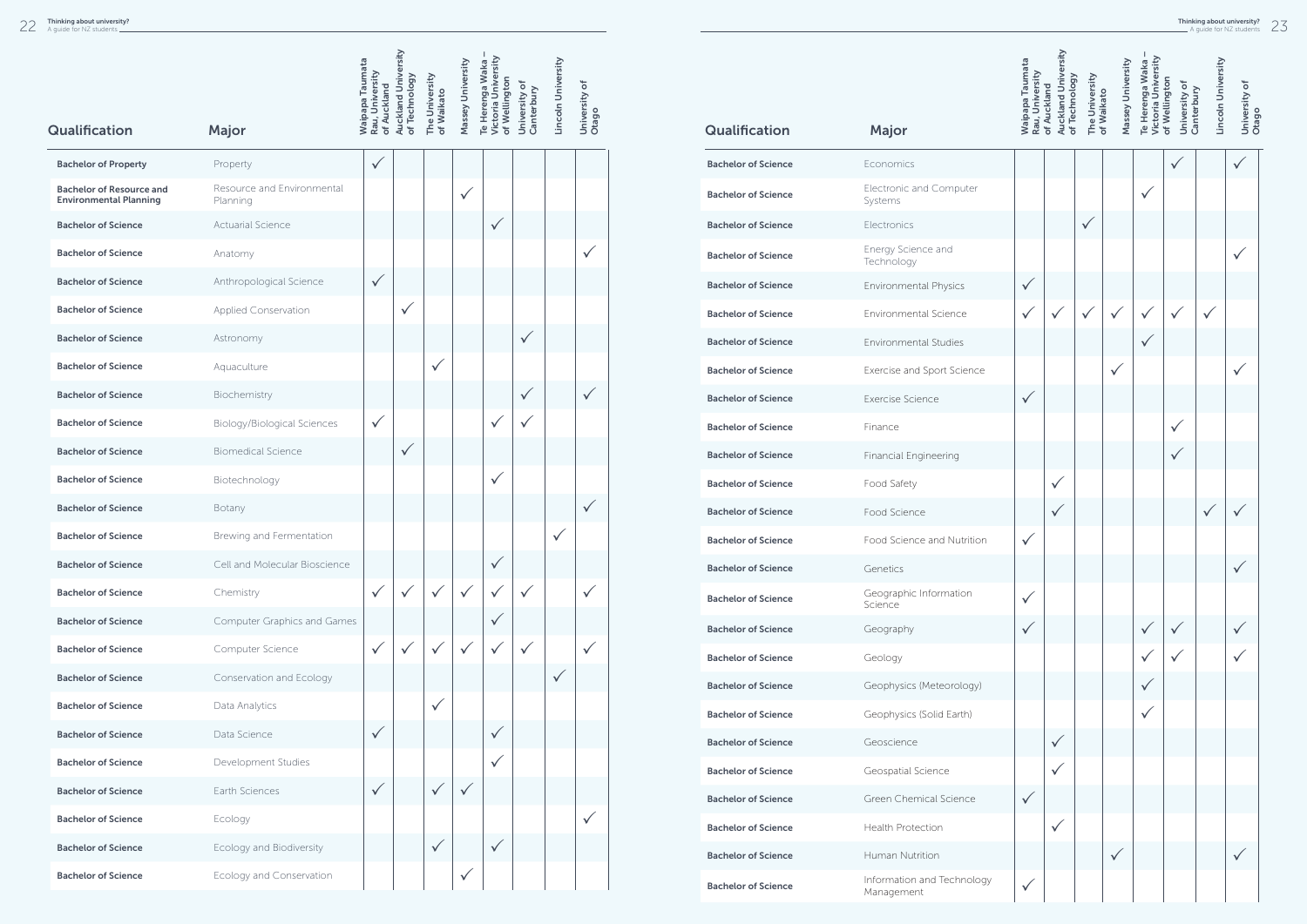| Qualification | Major | Waipapa Taumata Rau, University of Auckland | Auckland University of Technology | The University of Waikato | Massey University | Te Herenga Waka – Victoria University of Wellington | University of Canterbury | Lincoln University | University of Otago |
|---|---|---|---|---|---|---|---|---|---|
| **Bachelor of Property** | Property | ✓ | | | | | | | |
| **Bachelor of Resource and Environmental Planning** | Resource and Environmental Planning | | | | ✓ | | | | |
| **Bachelor of Science** | Actuarial Science | | | | | ✓ | | | |
| **Bachelor of Science** | Anatomy | | | | | | | | ✓ |
| **Bachelor of Science** | Anthropological Science | ✓ | | | | | | | |
| **Bachelor of Science** | Applied Conservation | | ✓ | | | | | | |
| **Bachelor of Science** | Astronomy | | | | | | ✓ | | |
| **Bachelor of Science** | Aquaculture | | | ✓ | | | | | |
| **Bachelor of Science** | Biochemistry | | | | | | ✓ | | ✓ |
| **Bachelor of Science** | Biology/Biological Sciences | ✓ | | | | ✓ | ✓ | | |
| **Bachelor of Science** | Biomedical Science | | ✓ | | | | | | |
| **Bachelor of Science** | Biotechnology | | | | | ✓ | | | |
| **Bachelor of Science** | Botany | | | | | | | | ✓ |
| **Bachelor of Science** | Brewing and Fermentation | | | | | | | ✓ | |
| **Bachelor of Science** | Cell and Molecular Bioscience | | | | | ✓ | | | |
| **Bachelor of Science** | Chemistry | ✓ | ✓ | ✓ | ✓ | ✓ | ✓ | | ✓ |
| **Bachelor of Science** | Computer Graphics and Games | | | | | ✓ | | | |
| **Bachelor of Science** | Computer Science | ✓ | ✓ | ✓ | ✓ | ✓ | ✓ | | ✓ |
| **Bachelor of Science** | Conservation and Ecology | | | | | | | ✓ | |
| **Bachelor of Science** | Data Analytics | | | ✓ | | | | | |
| **Bachelor of Science** | Data Science | ✓ | | | | ✓ | | | |
| **Bachelor of Science** | Development Studies | | | | | ✓ | | | |
| **Bachelor of Science** | Earth Sciences | ✓ | | ✓ | ✓ | | | | |
| **Bachelor of Science** | Ecology | | | | | | | | ✓ |
| **Bachelor of Science** | Ecology and Biodiversity | | | ✓ | | ✓ | | | |
| **Bachelor of Science** | Ecology and Conservation | | | | ✓ | | | | |
| **Bachelor of Science** | Economics | | | | | | ✓ | | ✓ |
| **Bachelor of Science** | Electronic and Computer Systems | | | | | ✓ | | | |
| **Bachelor of Science** | Electronics | | | ✓ | | | | | |
| **Bachelor of Science** | Energy Science and Technology | | | | | | | | ✓ |
| **Bachelor of Science** | Environmental Physics | ✓ | | | | | | | |
| **Bachelor of Science** | Environmental Science | ✓ | ✓ | ✓ | ✓ | ✓ | ✓ | ✓ | |
| **Bachelor of Science** | Environmental Studies | | | | | ✓ | | | |
| **Bachelor of Science** | Exercise and Sport Science | | | | ✓ | | | | ✓ |
| **Bachelor of Science** | Exercise Science | ✓ | | | | | | | |
| **Bachelor of Science** | Finance | | | | | | ✓ | | |
| **Bachelor of Science** | Financial Engineering | | | | | | ✓ | | |
| **Bachelor of Science** | Food Safety | | ✓ | | | | | | |
| **Bachelor of Science** | Food Science | | ✓ | | | | | ✓ | ✓ |
| **Bachelor of Science** | Food Science and Nutrition | ✓ | | | | | | | |
| **Bachelor of Science** | Genetics | | | | | | | | ✓ |
| **Bachelor of Science** | Geographic Information Science | ✓ | | | | | | | |
| **Bachelor of Science** | Geography | ✓ | | | | ✓ | ✓ | | ✓ |
| **Bachelor of Science** | Geology | | | | | ✓ | ✓ | | ✓ |
| **Bachelor of Science** | Geophysics (Meteorology) | | | | | ✓ | | | |
| **Bachelor of Science** | Geophysics (Solid Earth) | | | | | ✓ | | | |
| **Bachelor of Science** | Geoscience | | ✓ | | | | | | |
| **Bachelor of Science** | Geospatial Science | | ✓ | | | | | | |
| **Bachelor of Science** | Green Chemical Science | ✓ | | | | | | | |
| **Bachelor of Science** | Health Protection | | ✓ | | | | | | |
| **Bachelor of Science** | Human Nutrition | | | | ✓ | | | | ✓ |
| **Bachelor of Science** | Information and Technology Management | ✓ | | | | | | | |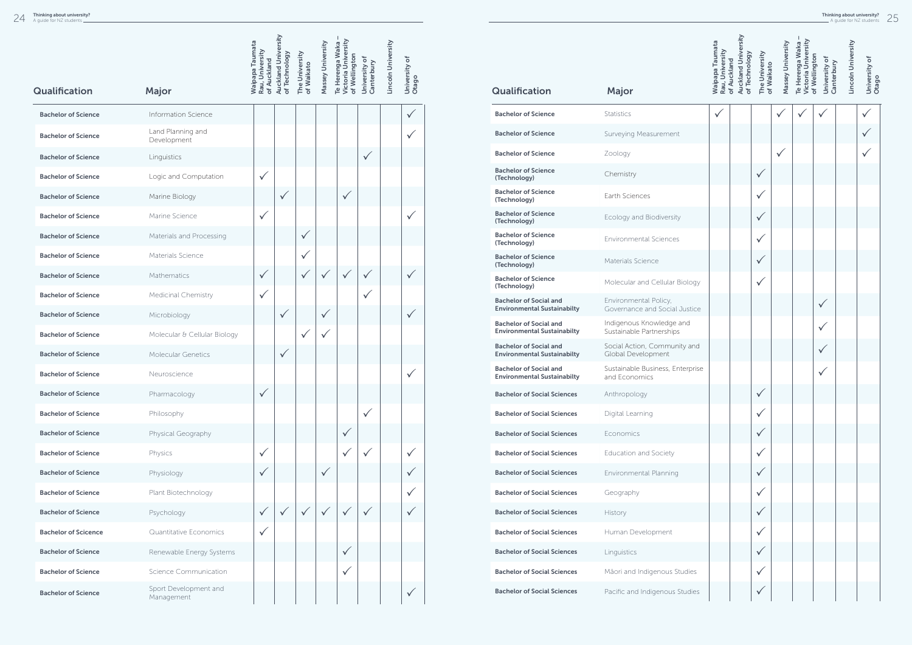| Qualification | Major | Waipapa Taumata Rau, University of Auckland | Auckland University of Technology | The University of Waikato | Massey University | Te Herenga Waka – Victoria University of Wellington | University of Canterbury | Lincoln University | University of Otago |
|---|---|---|---|---|---|---|---|---|---|
| **Bachelor of Science** | Information Science | | | | | | | | ✓ |
| **Bachelor of Science** | Land Planning and Development | | | | | | | | ✓ |
| **Bachelor of Science** | Linguistics | | | | | | ✓ | | |
| **Bachelor of Science** | Logic and Computation | ✓ | | | | | | | |
| **Bachelor of Science** | Marine Biology | | ✓ | | | ✓ | | | |
| **Bachelor of Science** | Marine Science | ✓ | | | | | | | ✓ |
| **Bachelor of Science** | Materials and Processing | | | ✓ | | | | | |
| **Bachelor of Science** | Materials Science | | | ✓ | | | | | |
| **Bachelor of Science** | Mathematics | ✓ | | ✓ | ✓ | ✓ | ✓ | | ✓ |
| **Bachelor of Science** | Medicinal Chemistry | ✓ | | | | | ✓ | | |
| **Bachelor of Science** | Microbiology | | ✓ | | ✓ | | | | ✓ |
| **Bachelor of Science** | Molecular & Cellular Biology | | | ✓ | ✓ | | | | |
| **Bachelor of Science** | Molecular Genetics | | ✓ | | | | | | |
| **Bachelor of Science** | Neuroscience | | | | | | | | ✓ |
| **Bachelor of Science** | Pharmacology | ✓ | | | | | | | |
| **Bachelor of Science** | Philosophy | | | | | | ✓ | | |
| **Bachelor of Science** | Physical Geography | | | | | ✓ | | | |
| **Bachelor of Science** | Physics | ✓ | | | | ✓ | ✓ | | ✓ |
| **Bachelor of Science** | Physiology | ✓ | | | ✓ | | | | ✓ |
| **Bachelor of Science** | Plant Biotechnology | | | | | | | | ✓ |
| **Bachelor of Science** | Psychology | ✓ | ✓ | ✓ | ✓ | ✓ | ✓ | | ✓ |
| **Bachelor of Scicence** | Quantitative Economics | ✓ | | | | | | | |
| **Bachelor of Science** | Renewable Energy Systems | | | | | ✓ | | | |
| **Bachelor of Science** | Science Communication | | | | | ✓ | | | |
| **Bachelor of Science** | Sport Development and Management | | | | | | | | ✓ |

| Qualification | Major | Waipapa Taumata Rau, University of Auckland | Auckland University of Technology | The University of Waikato | Massey University | Te Herenga Waka – Victoria University of Wellington | University of Canterbury | Lincoln University | University of Otago |
|---|---|---|---|---|---|---|---|---|---|
| **Bachelor of Science** | Statistics | ✓ | | | ✓ | ✓ | ✓ | | ✓ |
| **Bachelor of Science** | Surveying Measurement | | | | | | | | ✓ |
| **Bachelor of Science** | Zoology | | | | ✓ | | | | ✓ |
| **Bachelor of Science (Technology)** | Chemistry | | | ✓ | | | | | |
| **Bachelor of Science (Technology)** | Earth Sciences | | | ✓ | | | | | |
| **Bachelor of Science (Technology)** | Ecology and Biodiversity | | | ✓ | | | | | |
| **Bachelor of Science (Technology)** | Environmental Sciences | | | ✓ | | | | | |
| **Bachelor of Science (Technology)** | Materials Science | | | ✓ | | | | | |
| **Bachelor of Science (Technology)** | Molecular and Cellular Biology | | | ✓ | | | | | |
| **Bachelor of Social and Environmental Sustainabilty** | Environmental Policy, Governance and Social Justice | | | | | | ✓ | | |
| **Bachelor of Social and Environmental Sustainabilty** | Indigenous Knowledge and Sustainable Partnerships | | | | | | ✓ | | |
| **Bachelor of Social and Environmental Sustainabilty** | Social Action, Community and Global Development | | | | | | ✓ | | |
| **Bachelor of Social and Environmental Sustainabilty** | Sustainable Business, Enterprise and Economics | | | | | | ✓ | | |
| **Bachelor of Social Sciences** | Anthropology | | | ✓ | | | | | |
| **Bachelor of Social Sciences** | Digital Learning | | | ✓ | | | | | |
| **Bachelor of Social Sciences** | Economics | | | ✓ | | | | | |
| **Bachelor of Social Sciences** | Education and Society | | | ✓ | | | | | |
| **Bachelor of Social Sciences** | Environmental Planning | | | ✓ | | | | | |
| **Bachelor of Social Sciences** | Geography | | | ✓ | | | | | |
| **Bachelor of Social Sciences** | History | | | ✓ | | | | | |
| **Bachelor of Social Sciences** | Human Development | | | ✓ | | | | | |
| **Bachelor of Social Sciences** | Linguistics | | | ✓ | | | | | |
| **Bachelor of Social Sciences** | Māori and Indigenous Studies | | | ✓ | | | | | |
| **Bachelor of Social Sciences** | Pacific and Indigenous Studies | | | ✓ | | | | | |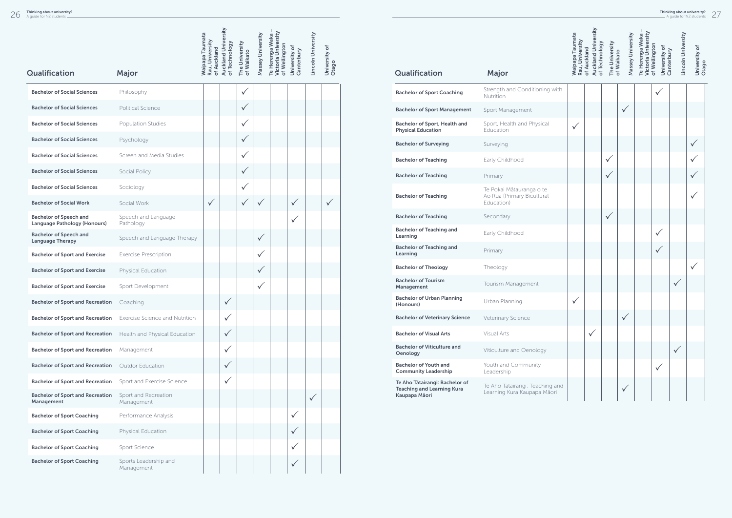| Qualification | Major | Waipapa Taumata Rau, University of Auckland | Auckland University of Technology | The University of Waikato | Massey University | Te Herenga Waka – Victoria University of Wellington | University of Canterbury | Lincoln University | University of Otago |
|---|---|---|---|---|---|---|---|---|---|
| Bachelor of Social Sciences | Philosophy | | | ✓ | | | | | |
| Bachelor of Social Sciences | Political Science | | | ✓ | | | | | |
| Bachelor of Social Sciences | Population Studies | | | ✓ | | | | | |
| Bachelor of Social Sciences | Psychology | | | ✓ | | | | | |
| Bachelor of Social Sciences | Screen and Media Studies | | | ✓ | | | | | |
| Bachelor of Social Sciences | Social Policy | | | ✓ | | | | | |
| Bachelor of Social Sciences | Sociology | | | ✓ | | | | | |
| Bachelor of Social Work | Social Work | ✓ | | ✓ | ✓ | | ✓ | | ✓ |
| Bachelor of Speech and Language Pathology (Honours) | Speech and Language Pathology | | | | | | ✓ | | |
| Bachelor of Speech and Language Therapy | Speech and Language Therapy | | | | ✓ | | | | |
| Bachelor of Sport and Exercise | Exercise Prescription | | | | ✓ | | | | |
| Bachelor of Sport and Exercise | Physical Education | | | | ✓ | | | | |
| Bachelor of Sport and Exercise | Sport Development | | | | ✓ | | | | |
| Bachelor of Sport and Recreation | Coaching | | ✓ | | | | | | |
| Bachelor of Sport and Recreation | Exercise Science and Nutrition | | ✓ | | | | | | |
| Bachelor of Sport and Recreation | Health and Physical Education | | ✓ | | | | | | |
| Bachelor of Sport and Recreation | Management | | ✓ | | | | | | |
| Bachelor of Sport and Recreation | Outdoor Education | | ✓ | | | | | | |
| Bachelor of Sport and Recreation | Sport and Exercise Science | | ✓ | | | | | | |
| Bachelor of Sport and Recreation Management | Sport and Recreation Management | | | | | | | ✓ | |
| Bachelor of Sport Coaching | Performance Analysis | | | | | | ✓ | | |
| Bachelor of Sport Coaching | Physical Education | | | | | | ✓ | | |
| Bachelor of Sport Coaching | Sport Science | | | | | | ✓ | | |
| Bachelor of Sport Coaching | Sports Leadership and Management | | | | | | ✓ | | |
| Bachelor of Sport Coaching | Strength and Conditioning with Nutrition | | | | | | ✓ | | |
| Bachelor of Sport Management | Sport Management | | | | ✓ | | | | |
| Bachelor of Sport, Health and Physical Education | Sport, Health and Physical Education | ✓ | | | | | | | |
| Bachelor of Surveying | Surveying | | | | | | | | ✓ |
| Bachelor of Teaching | Early Childhood | | | ✓ | | | | | ✓ |
| Bachelor of Teaching | Primary | | | ✓ | | | | | ✓ |
| Bachelor of Teaching | Te Pokai Mātauranga o te Ao Rua (Primary Bicultural Education) | | | | | | | | ✓ |
| Bachelor of Teaching | Secondary | | | ✓ | | | | | |
| Bachelor of Teaching and Learning | Early Childhood | | | | | | ✓ | | |
| Bachelor of Teaching and Learning | Primary | | | | | | ✓ | | |
| Bachelor of Theology | Theology | | | | | | | | ✓ |
| Bachelor of Tourism Management | Tourism Management | | | | | | | ✓ | |
| Bachelor of Urban Planning (Honours) | Urban Planning | ✓ | | | | | | | |
| Bachelor of Veterinary Science | Veterinary Science | | | | ✓ | | | | |
| Bachelor of Visual Arts | Visual Arts | | ✓ | | | | | | |
| Bachelor of Viticulture and Oenology | Viticulture and Oenology | | | | | | | ✓ | |
| Bachelor of Youth and Community Leadership | Youth and Community Leadership | | | | | | ✓ | | |
| Te Aho Tātairangi: Bachelor of Teaching and Learning Kura Kaupapa Māori | Te Aho Tātairangi: Teaching and Learning Kura Kaupapa Māori | | | | ✓ | | | | |